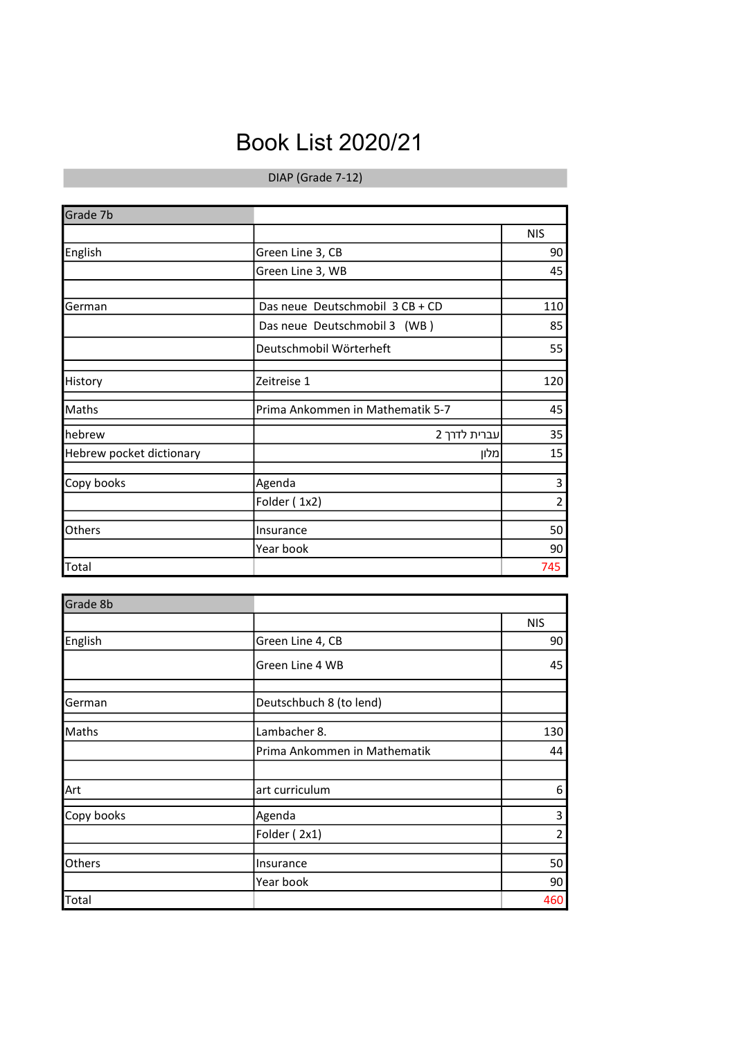# Book List 2020/21

DIAP (Grade 7-12)

| Grade 7b | | |
|---|---|---|
| | | NIS |
| English | Green Line 3, CB | 90 |
| | Green Line 3, WB | 45 |
| | | |
| German | Das neue Deutschmobil 3 CB + CD | 110 |
| | Das neue Deutschmobil 3 (WB ) | 85 |
| | Deutschmobil Wörterheft | 55 |
| | | |
| History | Zeitreise 1 | 120 |
| | | |
| Maths | Prima Ankommen in Mathematik 5-7 | 45 |
| | | |
| hebrew | עברית לדרך 2 | 35 |
| Hebrew pocket dictionary | מלון | 15 |
| | | |
| Copy books | Agenda | 3 |
| | Folder ( 1x2) | 2 |
| | | |
| Others | Insurance | 50 |
| | Year book | 90 |
| Total | | 745 |

| Grade 8b | | |
|---|---|---|
| | | NIS |
| English | Green Line 4, CB | 90 |
| | Green Line 4 WB | 45 |
| | | |
| German | Deutschbuch 8 (to lend) | |
| | | |
| Maths | Lambacher 8. | 130 |
| | Prima Ankommen in Mathematik | 44 |
| | | |
| Art | art curriculum | 6 |
| | | |
| Copy books | Agenda | 3 |
| | Folder ( 2x1) | 2 |
| | | |
| Others | Insurance | 50 |
| | Year book | 90 |
| Total | | 460 |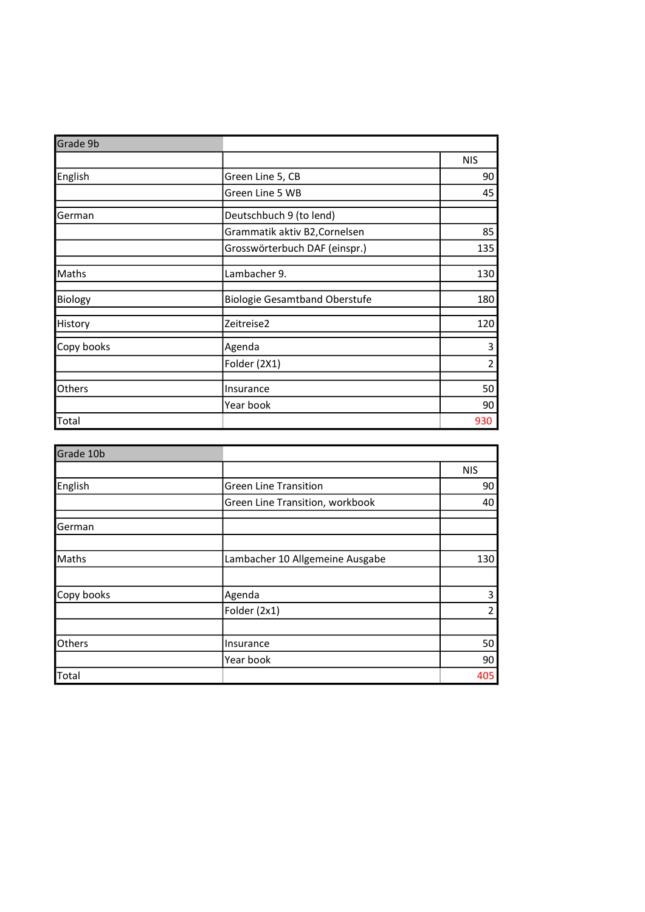| Grade 9b | | |
|---|---|---|
| | | NIS |
| English | Green Line 5, CB | 90 |
| | Green Line 5 WB | 45 |
| | | |
| German | Deutschbuch 9 (to lend) | |
| | Grammatik aktiv B2,Cornelsen | 85 |
| | Grosswörterbuch DAF (einspr.) | 135 |
| | | |
| Maths | Lambacher 9. | 130 |
| | | |
| Biology | Biologie Gesamtband Oberstufe | 180 |
| | | |
| History | Zeitreise2 | 120 |
| | | |
| Copy books | Agenda | 3 |
| | Folder (2X1) | 2 |
| | | |
| Others | Insurance | 50 |
| | Year book | 90 |
| Total | | 930 |

| Grade 10b | | |
|---|---|---|
| | | NIS |
| English | Green Line Transition | 90 |
| | Green Line Transition, workbook | 40 |
| | | |
| German | | |
| | | |
| Maths | Lambacher 10 Allgemeine Ausgabe | 130 |
| | | |
| Copy books | Agenda | 3 |
| | Folder (2x1) | 2 |
| | | |
| Others | Insurance | 50 |
| | Year book | 90 |
| Total | | 405 |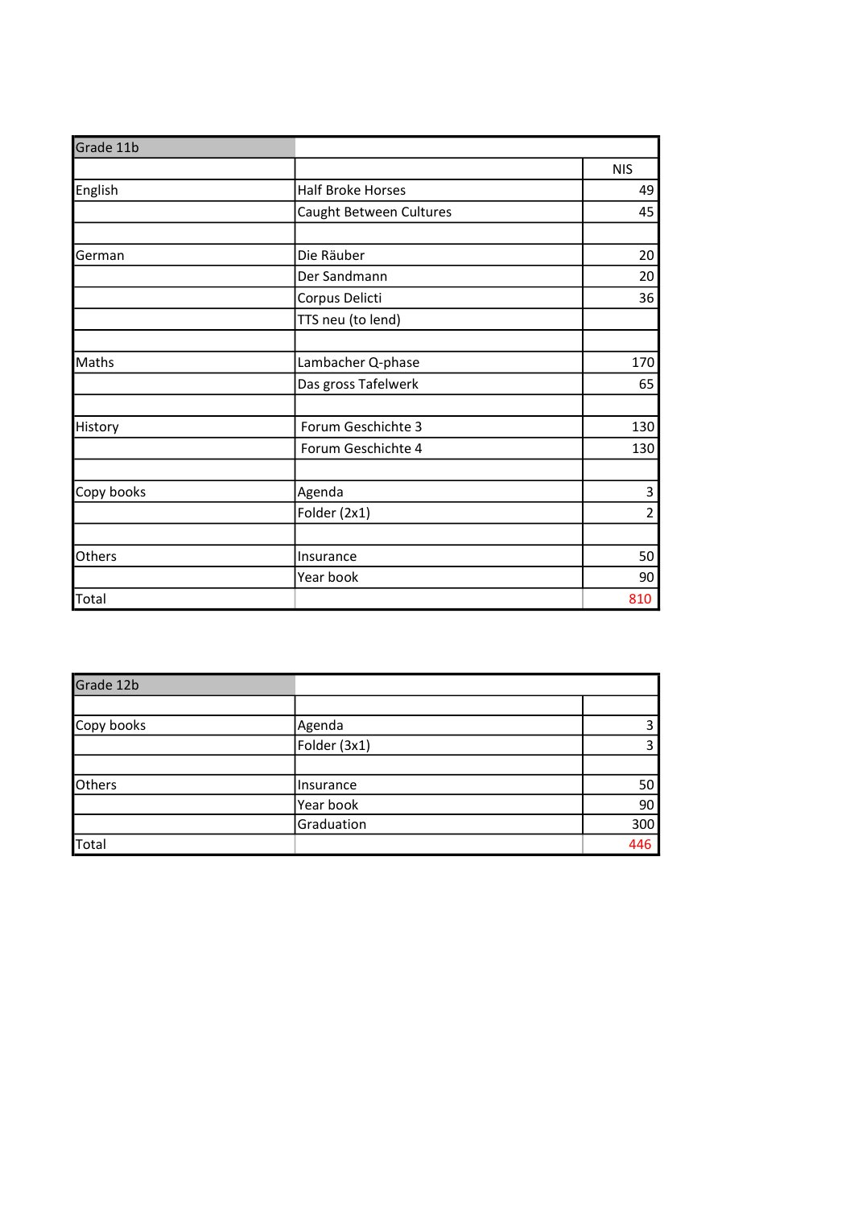| Grade 11b | | |
|---|---|---|
| | | NIS |
| English | Half Broke Horses | 49 |
| | Caught Between Cultures | 45 |
| | | |
| German | Die Räuber | 20 |
| | Der Sandmann | 20 |
| | Corpus Delicti | 36 |
| | TTS neu (to lend) | |
| | | |
| Maths | Lambacher Q-phase | 170 |
| | Das gross Tafelwerk | 65 |
| | | |
| History | Forum Geschichte 3 | 130 |
| | Forum Geschichte 4 | 130 |
| | | |
| Copy books | Agenda | 3 |
| | Folder (2x1) | 2 |
| | | |
| Others | Insurance | 50 |
| | Year book | 90 |
| Total | | 810 |

| Grade 12b | | |
|---|---|---|
| | | |
| Copy books | Agenda | 3 |
| | Folder (3x1) | 3 |
| | | |
| Others | Insurance | 50 |
| | Year book | 90 |
| | Graduation | 300 |
| Total | | 446 |